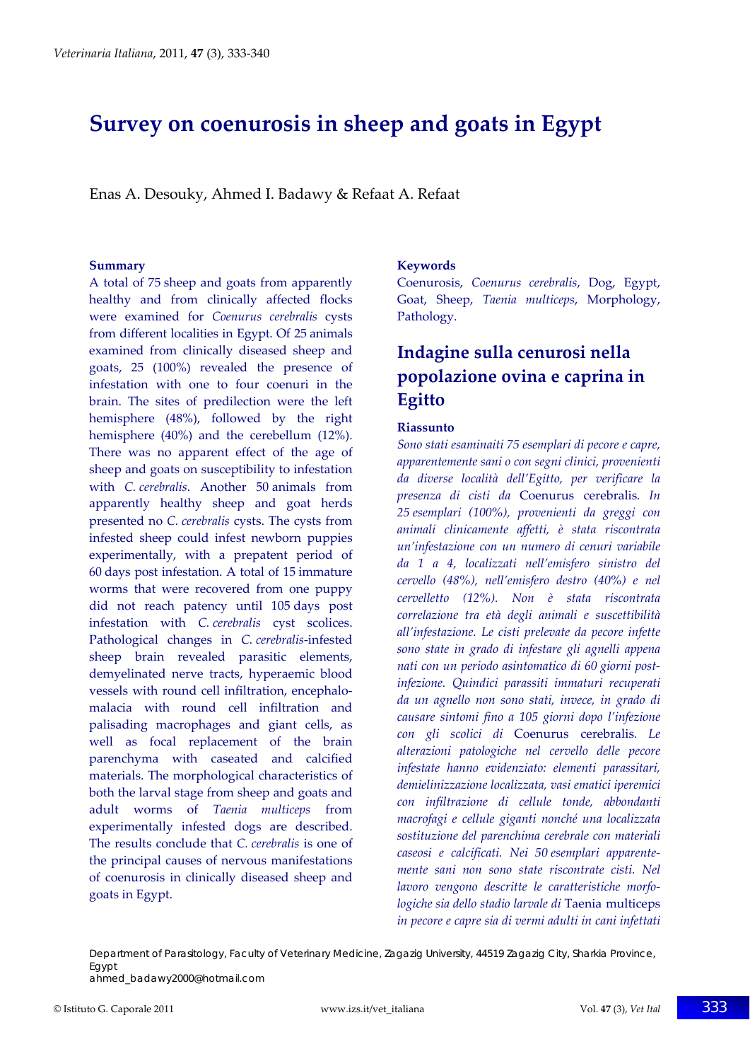# Survey on coenurosis in sheep and goats in Egypt

Enas A. Desouky, Ahmed I. Badawy & Refaat A. Refaat

## Summary

A total of 75 sheep and goats from apparently healthy and from clinically affected flocks were examined for *Coenurus cerebralis* cysts from different localities in Egypt. Of 25 animals examined from clinically diseased sheep and goats, 25 (100%) revealed the presence of infestation with one to four coenuri in the brain. The sites of predilection were the left hemisphere (48%), followed by the right hemisphere (40%) and the cerebellum (12%). There was no apparent effect of the age of sheep and goats on susceptibility to infestation with *C. cerebralis*. Another 50 animals from apparently healthy sheep and goat herds presented no *C. cerebralis* cysts. The cysts from infested sheep could infest newborn puppies experimentally, with a prepatent period of 60 days post infestation. A total of 15 immature worms that were recovered from one puppy did not reach patency until 105 days post infestation with *C. cerebralis* cyst scolices. Pathological changes in *C. cerebralis*-infested sheep brain revealed parasitic elements, demyelinated nerve tracts, hyperaemic blood vessels with round cell infiltration, encephalomalacia with round cell infiltration and palisading macrophages and giant cells, as well as focal replacement of the brain parenchyma with caseated and calcified materials. The morphological characteristics of both the larval stage from sheep and goats and adult worms of *Taenia multiceps* from experimentally infested dogs are described. The results conclude that *C. cerebralis* is one of the principal causes of nervous manifestations of coenurosis in clinically diseased sheep and goats in Egypt.

## Keywords

Coenurosis, *Coenurus cerebralis*, Dog, Egypt, Goat, Sheep, *Taenia multiceps*, Morphology, Pathology.

# Indagine sulla cenurosi nella popolazione ovina e caprina in Egitto

## Riassunto

*Sono stati esaminaiti 75 esemplari di pecore e capre, apparentemente sani o con segni clinici, provenienti da diverse località dell'Egitto, per verificare la presenza di cisti da* Coenurus cerebralis*. In 25 esemplari (100%), provenienti da greggi con animali clinicamente affetti, è stata riscontrata un'infestazione con un numero di cenuri variabile da 1 a 4, localizzati nell'emisfero sinistro del cervello (48%), nell'emisfero destro (40%) e nel cervelletto (12%). Non è stata riscontrata correlazione tra età degli animali e suscettibilità all'infestazione. Le cisti prelevate da pecore infette sono state in grado di infestare gli agnelli appena nati con un periodo asintomatico di 60 giorni post-infezione. Quindici parassiti immaturi recuperati da un agnello non sono stati, invece, in grado di causare sintomi fino a 105 giorni dopo l'infezione con gli scolici di* Coenurus cerebralis*. Le alterazioni patologiche nel cervello delle pecore infestate hanno evidenziato: elementi parassitari, demielinizzazione localizzata, vasi ematici iperemici con infiltrazione di cellule tonde, abbondanti macrofagi e cellule giganti nonché una localizzata sostituzione del parenchima cerebrale con materiali caseosi e calcificati. Nei 50 esemplari apparentemente sani non sono state riscontrate cisti. Nel lavoro vengono descritte le caratteristiche morfologiche sia dello stadio larvale di* Taenia multiceps *in pecore e capre sia di vermi adulti in cani infettati*

Department of Parasitology, Faculty of Veterinary Medicine, Zagazig University, 44519 Zagazig City, Sharkia Province, Egypt
ahmed_badawy2000@hotmail.com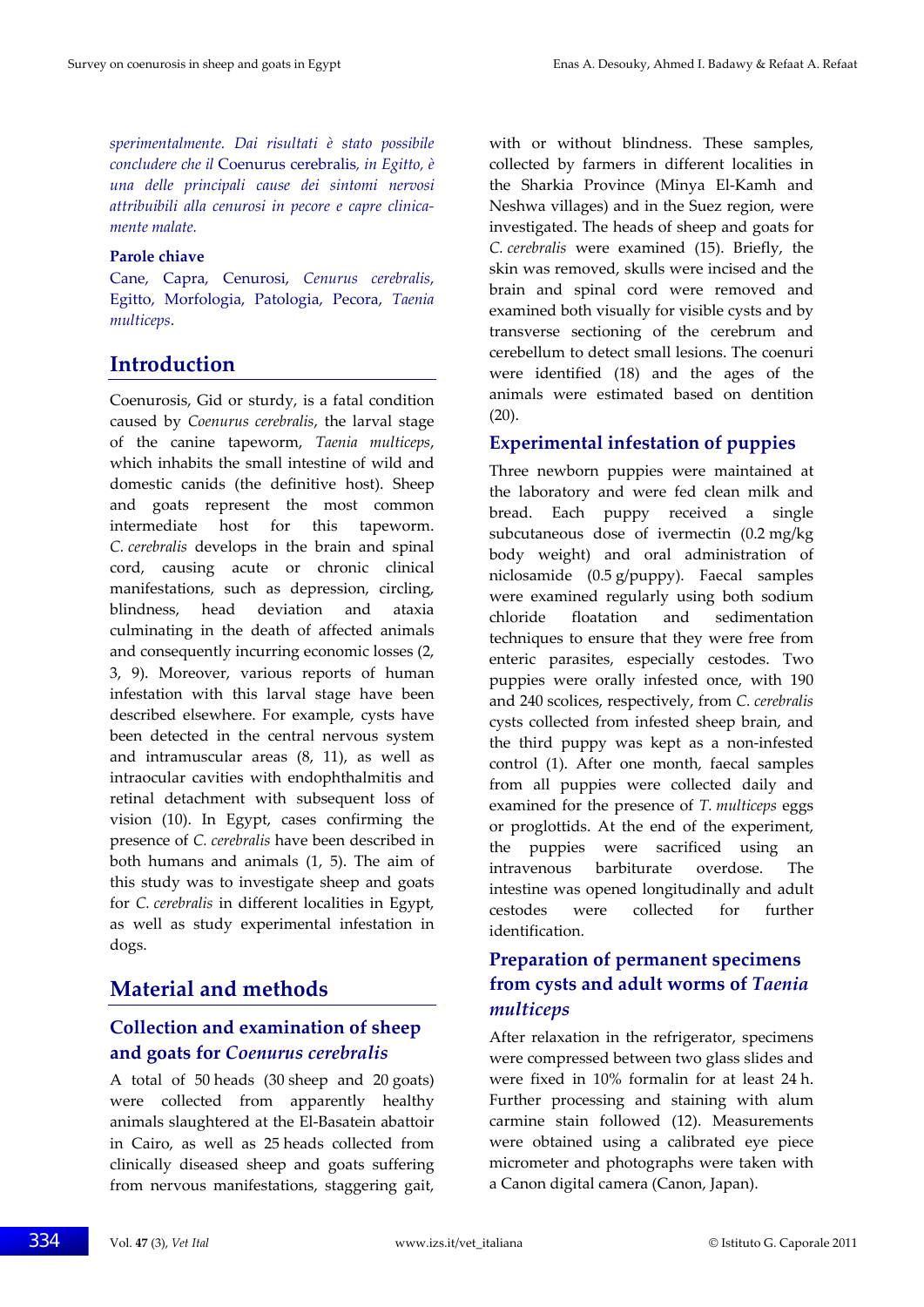*sperimentalmente. Dai risultati è stato possibile concludere che il* Coenurus cerebralis*, in Egitto, è una delle principali cause dei sintomi nervosi attribuibili alla cenurosi in pecore e capre clinicamente malate.*

**Parole chiave**

Cane, Capra, Cenurosi, *Cenurus cerebralis*, Egitto, Morfologia, Patologia, Pecora, *Taenia multiceps*.

## Introduction

Coenurosis, Gid or sturdy, is a fatal condition caused by *Coenurus cerebralis*, the larval stage of the canine tapeworm, *Taenia multiceps*, which inhabits the small intestine of wild and domestic canids (the definitive host). Sheep and goats represent the most common intermediate host for this tapeworm. *C. cerebralis* develops in the brain and spinal cord, causing acute or chronic clinical manifestations, such as depression, circling, blindness, head deviation and ataxia culminating in the death of affected animals and consequently incurring economic losses (2, 3, 9). Moreover, various reports of human infestation with this larval stage have been described elsewhere. For example, cysts have been detected in the central nervous system and intramuscular areas (8, 11), as well as intraocular cavities with endophthalmitis and retinal detachment with subsequent loss of vision (10). In Egypt, cases confirming the presence of *C. cerebralis* have been described in both humans and animals (1, 5). The aim of this study was to investigate sheep and goats for *C. cerebralis* in different localities in Egypt, as well as study experimental infestation in dogs.

## Material and methods

### Collection and examination of sheep and goats for *Coenurus cerebralis*

A total of 50 heads (30 sheep and 20 goats) were collected from apparently healthy animals slaughtered at the El-Basatein abattoir in Cairo, as well as 25 heads collected from clinically diseased sheep and goats suffering from nervous manifestations, staggering gait, with or without blindness. These samples, collected by farmers in different localities in the Sharkia Province (Minya El-Kamh and Neshwa villages) and in the Suez region, were investigated. The heads of sheep and goats for *C. cerebralis* were examined (15). Briefly, the skin was removed, skulls were incised and the brain and spinal cord were removed and examined both visually for visible cysts and by transverse sectioning of the cerebrum and cerebellum to detect small lesions. The coenuri were identified (18) and the ages of the animals were estimated based on dentition (20).

### Experimental infestation of puppies

Three newborn puppies were maintained at the laboratory and were fed clean milk and bread. Each puppy received a single subcutaneous dose of ivermectin (0.2 mg/kg body weight) and oral administration of niclosamide (0.5 g/puppy). Faecal samples were examined regularly using both sodium chloride floatation and sedimentation techniques to ensure that they were free from enteric parasites, especially cestodes. Two puppies were orally infested once, with 190 and 240 scolices, respectively, from *C. cerebralis* cysts collected from infested sheep brain, and the third puppy was kept as a non-infested control (1). After one month, faecal samples from all puppies were collected daily and examined for the presence of *T. multiceps* eggs or proglottids. At the end of the experiment, the puppies were sacrificed using an intravenous barbiturate overdose. The intestine was opened longitudinally and adult cestodes were collected for further identification.

### Preparation of permanent specimens from cysts and adult worms of *Taenia multiceps*

After relaxation in the refrigerator, specimens were compressed between two glass slides and were fixed in 10% formalin for at least 24 h. Further processing and staining with alum carmine stain followed (12). Measurements were obtained using a calibrated eye piece micrometer and photographs were taken with a Canon digital camera (Canon, Japan).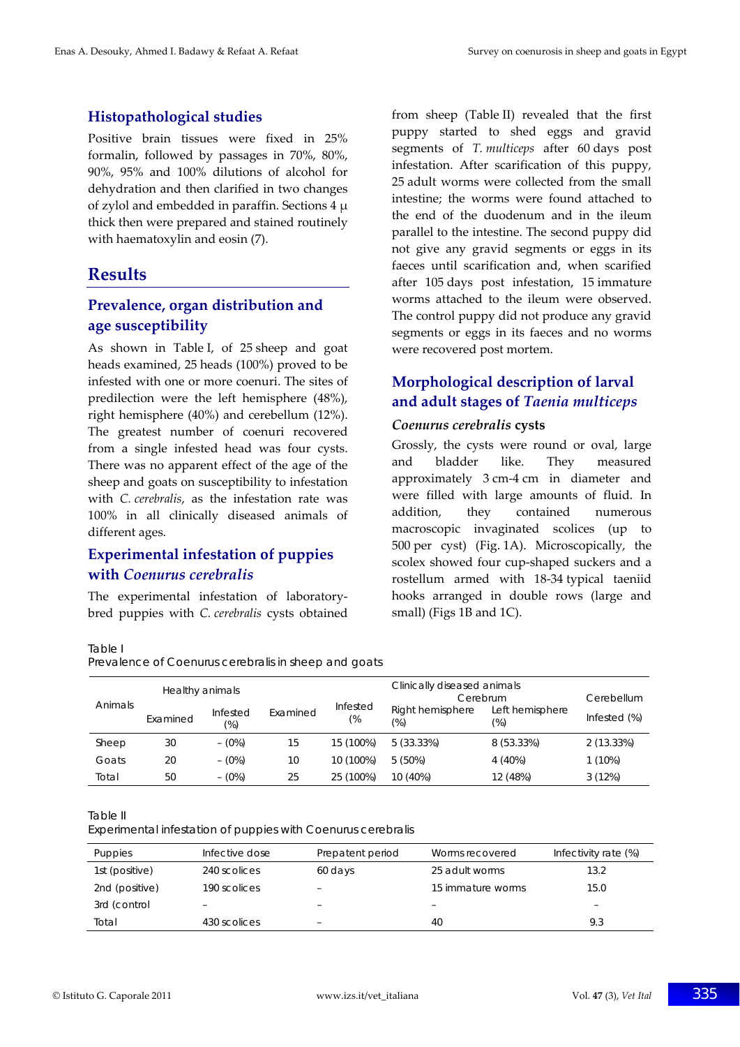## Histopathological studies

Positive brain tissues were fixed in 25% formalin, followed by passages in 70%, 80%, 90%, 95% and 100% dilutions of alcohol for dehydration and then clarified in two changes of zylol and embedded in paraffin. Sections 4 μ thick then were prepared and stained routinely with haematoxylin and eosin (7).

# Results

## Prevalence, organ distribution and age susceptibility

As shown in Table I, of 25 sheep and goat heads examined, 25 heads (100%) proved to be infested with one or more coenuri. The sites of predilection were the left hemisphere (48%), right hemisphere (40%) and cerebellum (12%). The greatest number of coenuri recovered from a single infested head was four cysts. There was no apparent effect of the age of the sheep and goats on susceptibility to infestation with *C. cerebralis*, as the infestation rate was 100% in all clinically diseased animals of different ages.

## Experimental infestation of puppies with *Coenurus cerebralis*

The experimental infestation of laboratory-bred puppies with *C. cerebralis* cysts obtained from sheep (Table II) revealed that the first puppy started to shed eggs and gravid segments of *T. multiceps* after 60 days post infestation. After scarification of this puppy, 25 adult worms were collected from the small intestine; the worms were found attached to the end of the duodenum and in the ileum parallel to the intestine. The second puppy did not give any gravid segments or eggs in its faeces until scarification and, when scarified after 105 days post infestation, 15 immature worms attached to the ileum were observed. The control puppy did not produce any gravid segments or eggs in its faeces and no worms were recovered post mortem.

## Morphological description of larval and adult stages of *Taenia multiceps*

### *Coenurus cerebralis* cysts

Grossly, the cysts were round or oval, large and bladder like. They measured approximately 3 cm-4 cm in diameter and were filled with large amounts of fluid. In addition, they contained numerous macroscopic invaginated scolices (up to 500 per cyst) (Fig. 1A). Microscopically, the scolex showed four cup-shaped suckers and a rostellum armed with 18-34 typical taeniid hooks arranged in double rows (large and small) (Figs 1B and 1C).

Table I
Prevalence of Coenurus cerebralis in sheep and goats

| Animals | Healthy animals | | Clinically diseased animals | | | | |
|---|---|---|---|---|---|---|---|
| | | | | | Cerebrum | | Cerebellum |
| | Examined | Infested (%) | Examined | Infested (% | Right hemisphere (%) | Left hemisphere (%) | Infested (%) |
| Sheep | 30 | – (0%) | 15 | 15 (100%) | 5 (33.33%) | 8 (53.33%) | 2 (13.33%) |
| Goats | 20 | – (0%) | 10 | 10 (100%) | 5 (50%) | 4 (40%) | 1 (10%) |
| Total | 50 | – (0%) | 25 | 25 (100%) | 10 (40%) | 12 (48%) | 3 (12%) |

Table II
Experimental infestation of puppies with Coenurus cerebralis

| Puppies | Infective dose | Prepatent period | Worms recovered | Infectivity rate (%) |
|---|---|---|---|---|
| 1st (positive) | 240 scolices | 60 days | 25 adult worms | 13.2 |
| 2nd (positive) | 190 scolices | – | 15 immature worms | 15.0 |
| 3rd (control | – | – | – | – |
| Total | 430 scolices | – | 40 | 9.3 |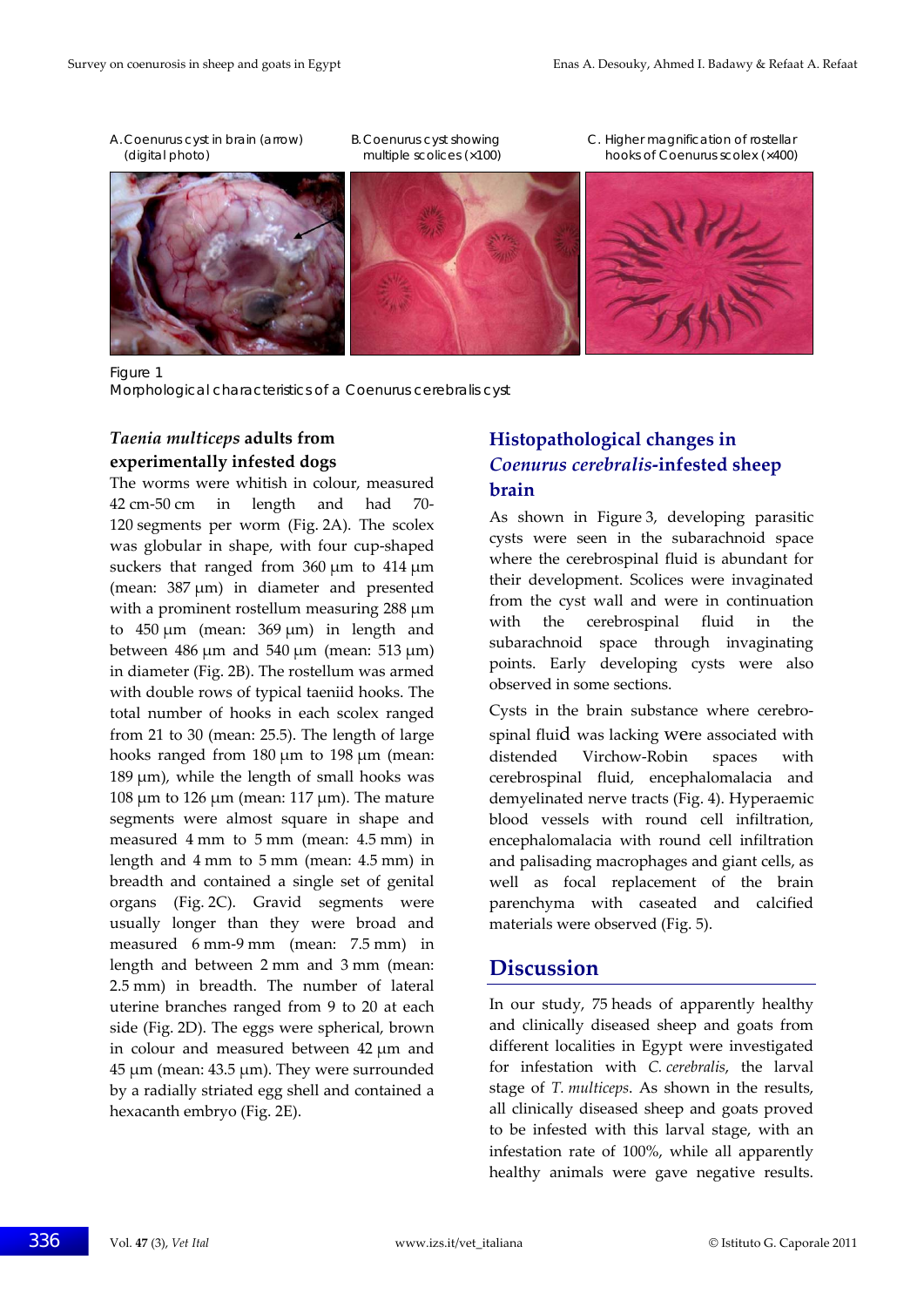A. Coenurus cyst in brain (arrow) (digital photo)

B. Coenurus cyst showing multiple scolices (×100)

C. Higher magnification of rostellar hooks of Coenurus scolex (×400)

Figure 1
Morphological characteristics of a Coenurus cerebralis cyst

### *Taenia multiceps* adults from experimentally infested dogs

The worms were whitish in colour, measured 42 cm-50 cm in length and had 70-120 segments per worm (Fig. 2A). The scolex was globular in shape, with four cup-shaped suckers that ranged from 360 µm to 414 µm (mean: 387 µm) in diameter and presented with a prominent rostellum measuring 288 µm to 450 µm (mean: 369 µm) in length and between 486 µm and 540 µm (mean: 513 µm) in diameter (Fig. 2B). The rostellum was armed with double rows of typical taeniid hooks. The total number of hooks in each scolex ranged from 21 to 30 (mean: 25.5). The length of large hooks ranged from 180 µm to 198 µm (mean: 189 µm), while the length of small hooks was 108 µm to 126 µm (mean: 117 µm). The mature segments were almost square in shape and measured 4 mm to 5 mm (mean: 4.5 mm) in length and 4 mm to 5 mm (mean: 4.5 mm) in breadth and contained a single set of genital organs (Fig. 2C). Gravid segments were usually longer than they were broad and measured 6 mm-9 mm (mean: 7.5 mm) in length and between 2 mm and 3 mm (mean: 2.5 mm) in breadth. The number of lateral uterine branches ranged from 9 to 20 at each side (Fig. 2D). The eggs were spherical, brown in colour and measured between 42 µm and 45 µm (mean: 43.5 µm). They were surrounded by a radially striated egg shell and contained a hexacanth embryo (Fig. 2E).

### Histopathological changes in *Coenurus cerebralis*-infested sheep brain

As shown in Figure 3, developing parasitic cysts were seen in the subarachnoid space where the cerebrospinal fluid is abundant for their development. Scolices were invaginated from the cyst wall and were in continuation with the cerebrospinal fluid in the subarachnoid space through invaginating points. Early developing cysts were also observed in some sections.

Cysts in the brain substance where cerebrospinal fluid was lacking were associated with distended Virchow-Robin spaces with cerebrospinal fluid, encephalomalacia and demyelinated nerve tracts (Fig. 4). Hyperaemic blood vessels with round cell infiltration, encephalomalacia with round cell infiltration and palisading macrophages and giant cells, as well as focal replacement of the brain parenchyma with caseated and calcified materials were observed (Fig. 5).

## Discussion

In our study, 75 heads of apparently healthy and clinically diseased sheep and goats from different localities in Egypt were investigated for infestation with *C. cerebralis*, the larval stage of *T. multiceps*. As shown in the results, all clinically diseased sheep and goats proved to be infested with this larval stage, with an infestation rate of 100%, while all apparently healthy animals were gave negative results.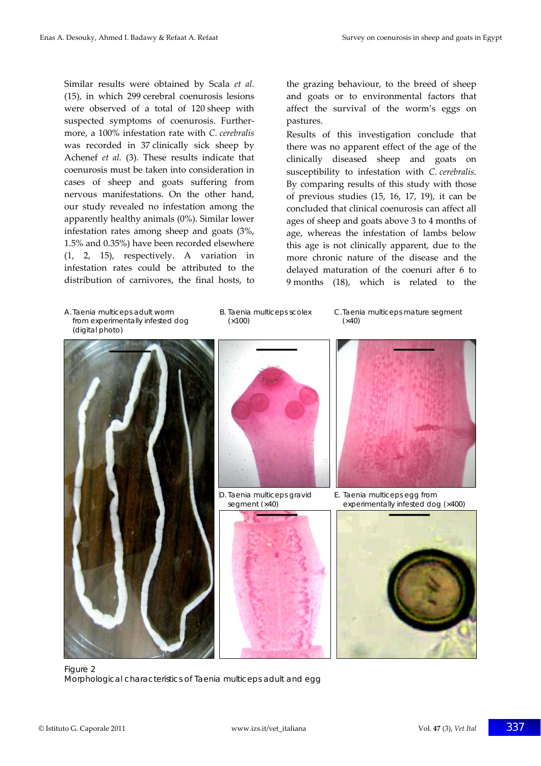Similar results were obtained by Scala *et al.* (15), in which 299 cerebral coenurosis lesions were observed of a total of 120 sheep with suspected symptoms of coenurosis. Furthermore, a 100% infestation rate with *C. cerebralis* was recorded in 37 clinically sick sheep by Achenef *et al.* (3). These results indicate that coenurosis must be taken into consideration in cases of sheep and goats suffering from nervous manifestations. On the other hand, our study revealed no infestation among the apparently healthy animals (0%). Similar lower infestation rates among sheep and goats (3%, 1.5% and 0.35%) have been recorded elsewhere (1, 2, 15), respectively. A variation in infestation rates could be attributed to the distribution of carnivores, the final hosts, to the grazing behaviour, to the breed of sheep and goats or to environmental factors that affect the survival of the worm's eggs on pastures.

Results of this investigation conclude that there was no apparent effect of the age of the clinically diseased sheep and goats on susceptibility to infestation with *C. cerebralis*. By comparing results of this study with those of previous studies (15, 16, 17, 19), it can be concluded that clinical coenurosis can affect all ages of sheep and goats above 3 to 4 months of age, whereas the infestation of lambs below this age is not clinically apparent, due to the more chronic nature of the disease and the delayed maturation of the coenuri after 6 to 9 months (18), which is related to the

A. Taenia multiceps adult worm from experimentally infested dog (digital photo)

B. Taenia multiceps scolex (×100)

C. Taenia multiceps mature segment (×40)

D. Taenia multiceps gravid segment (×40)

E. Taenia multiceps egg from experimentally infested dog (×400)

Figure 2
Morphological characteristics of Taenia multiceps adult and egg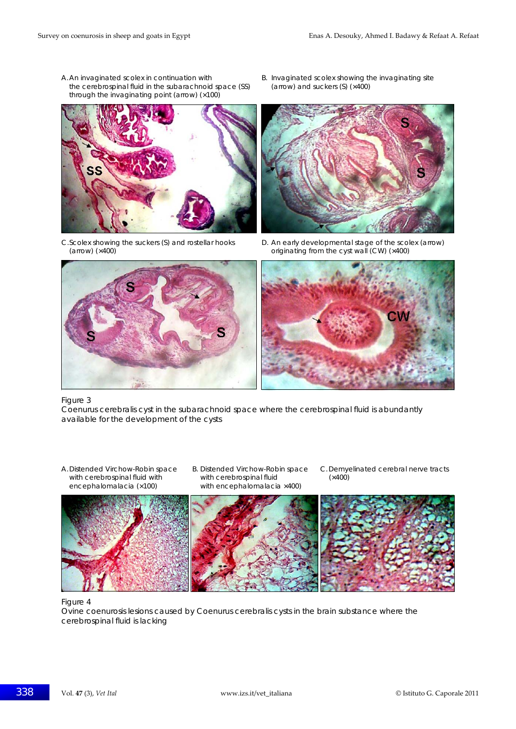A. An invaginated scolex in continuation with the cerebrospinal fluid in the subarachnoid space (SS) through the invaginating point (arrow) (×100)

B. Invaginated scolex showing the invaginating site (arrow) and suckers (S) (×400)

C. Scolex showing the suckers (S) and rostellar hooks (arrow) (×400)

D. An early developmental stage of the scolex (arrow) originating from the cyst wall (CW) (×400)

Figure 3
Coenurus cerebralis cyst in the subarachnoid space where the cerebrospinal fluid is abundantly available for the development of the cysts

A. Distended Virchow-Robin space with cerebrospinal fluid with encephalomalacia (×100)

B. Distended Virchow-Robin space with cerebrospinal fluid with encephalomalacia ×400)

C. Demyelinated cerebral nerve tracts (×400)

Figure 4
Ovine coenurosis lesions caused by Coenurus cerebralis cysts in the brain substance where the cerebrospinal fluid is lacking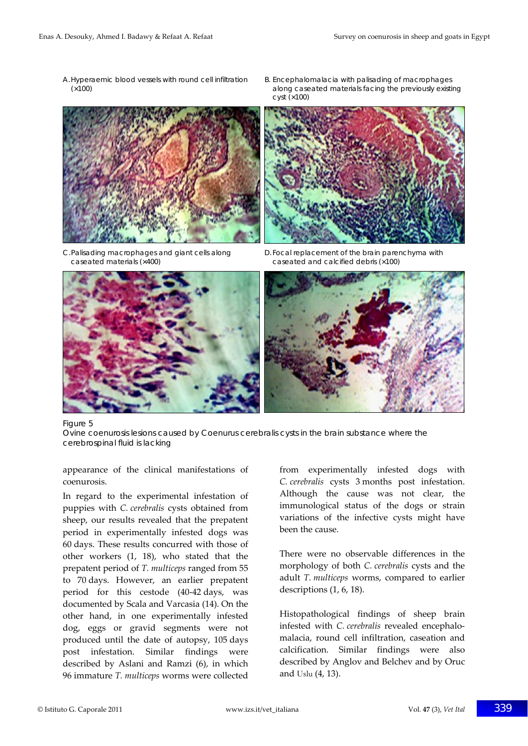A. Hyperaemic blood vessels with round cell infiltration (×100)

B. Encephalomalacia with palisading of macrophages along caseated materials facing the previously existing cyst (×100)

C. Palisading macrophages and giant cells along caseated materials (×400)

D. Focal replacement of the brain parenchyma with caseated and calcified debris (×100)

Figure 5
Ovine coenurosis lesions caused by Coenurus cerebralis cysts in the brain substance where the cerebrospinal fluid is lacking

appearance of the clinical manifestations of coenurosis.

In regard to the experimental infestation of puppies with *C. cerebralis* cysts obtained from sheep, our results revealed that the prepatent period in experimentally infested dogs was 60 days. These results concurred with those of other workers (1, 18), who stated that the prepatent period of *T. multiceps* ranged from 55 to 70 days. However, an earlier prepatent period for this cestode (40-42 days, was documented by Scala and Varcasia (14). On the other hand, in one experimentally infested dog, eggs or gravid segments were not produced until the date of autopsy, 105 days post infestation. Similar findings were described by Aslani and Ramzi (6), in which 96 immature *T. multiceps* worms were collected from experimentally infested dogs with *C. cerebralis* cysts 3 months post infestation. Although the cause was not clear, the immunological status of the dogs or strain variations of the infective cysts might have been the cause.

There were no observable differences in the morphology of both *C. cerebralis* cysts and the adult *T. multiceps* worms, compared to earlier descriptions (1, 6, 18).

Histopathological findings of sheep brain infested with *C. cerebralis* revealed encephalomalacia, round cell infiltration, caseation and calcification. Similar findings were also described by Anglov and Belchev and by Oruc and Uslu (4, 13).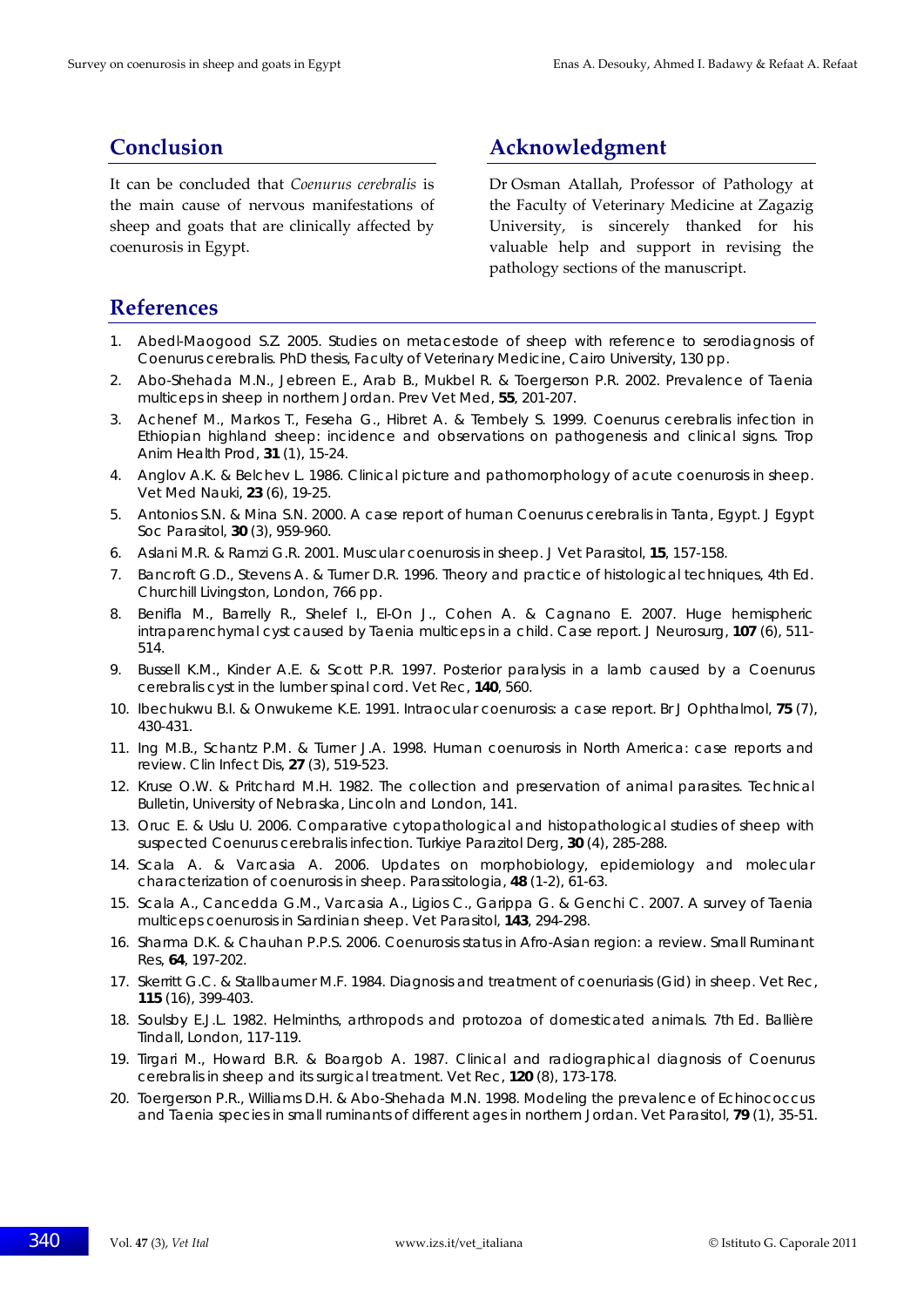## Conclusion

It can be concluded that *Coenurus cerebralis* is the main cause of nervous manifestations of sheep and goats that are clinically affected by coenurosis in Egypt.

## Acknowledgment

Dr Osman Atallah, Professor of Pathology at the Faculty of Veterinary Medicine at Zagazig University, is sincerely thanked for his valuable help and support in revising the pathology sections of the manuscript.

## References

1. Abedl-Maogood S.Z. 2005. Studies on metacestode of sheep with reference to serodiagnosis of Coenurus cerebralis. PhD thesis, Faculty of Veterinary Medicine, Cairo University, 130 pp.
2. Abo-Shehada M.N., Jebreen E., Arab B., Mukbel R. & Toergerson P.R. 2002. Prevalence of Taenia multiceps in sheep in northern Jordan. Prev Vet Med, **55**, 201-207.
3. Achenef M., Markos T., Feseha G., Hibret A. & Tembely S. 1999. Coenurus cerebralis infection in Ethiopian highland sheep: incidence and observations on pathogenesis and clinical signs. Trop Anim Health Prod, **31** (1), 15-24.
4. Anglov A.K. & Belchev L. 1986. Clinical picture and pathomorphology of acute coenurosis in sheep. Vet Med Nauki, **23** (6), 19-25.
5. Antonios S.N. & Mina S.N. 2000. A case report of human Coenurus cerebralis in Tanta, Egypt. J Egypt Soc Parasitol, **30** (3), 959-960.
6. Aslani M.R. & Ramzi G.R. 2001. Muscular coenurosis in sheep. J Vet Parasitol, **15**, 157-158.
7. Bancroft G.D., Stevens A. & Turner D.R. 1996. Theory and practice of histological techniques, 4th Ed. Churchill Livingston, London, 766 pp.
8. Benifla M., Barrelly R., Shelef I., El-On J., Cohen A. & Cagnano E. 2007. Huge hemispheric intraparenchymal cyst caused by Taenia multiceps in a child. Case report. J Neurosurg, **107** (6), 511-514.
9. Bussell K.M., Kinder A.E. & Scott P.R. 1997. Posterior paralysis in a lamb caused by a Coenurus cerebralis cyst in the lumber spinal cord. Vet Rec, **140**, 560.
10. Ibechukwu B.I. & Onwukeme K.E. 1991. Intraocular coenurosis: a case report. Br J Ophthalmol, **75** (7), 430-431.
11. Ing M.B., Schantz P.M. & Turner J.A. 1998. Human coenurosis in North America: case reports and review. Clin Infect Dis, **27** (3), 519-523.
12. Kruse O.W. & Pritchard M.H. 1982. The collection and preservation of animal parasites. Technical Bulletin, University of Nebraska, Lincoln and London, 141.
13. Oruc E. & Uslu U. 2006. Comparative cytopathological and histopathological studies of sheep with suspected Coenurus cerebralis infection. Turkiye Parazitol Derg, **30** (4), 285-288.
14. Scala A. & Varcasia A. 2006. Updates on morphobiology, epidemiology and molecular characterization of coenurosis in sheep. Parassitologia, **48** (1-2), 61-63.
15. Scala A., Cancedda G.M., Varcasia A., Ligios C., Garippa G. & Genchi C. 2007. A survey of Taenia multiceps coenurosis in Sardinian sheep. Vet Parasitol, **143**, 294-298.
16. Sharma D.K. & Chauhan P.P.S. 2006. Coenurosis status in Afro-Asian region: a review. Small Ruminant Res, **64**, 197-202.
17. Skerritt G.C. & Stallbaumer M.F. 1984. Diagnosis and treatment of coenuriasis (Gid) in sheep. Vet Rec, **115** (16), 399-403.
18. Soulsby E.J.L. 1982. Helminths, arthropods and protozoa of domesticated animals. 7th Ed. Ballière Tindall, London, 117-119.
19. Tirgari M., Howard B.R. & Boargob A. 1987. Clinical and radiographical diagnosis of Coenurus cerebralis in sheep and its surgical treatment. Vet Rec, **120** (8), 173-178.
20. Toergerson P.R., Williams D.H. & Abo-Shehada M.N. 1998. Modeling the prevalence of Echinococcus and Taenia species in small ruminants of different ages in northern Jordan. Vet Parasitol, **79** (1), 35-51.